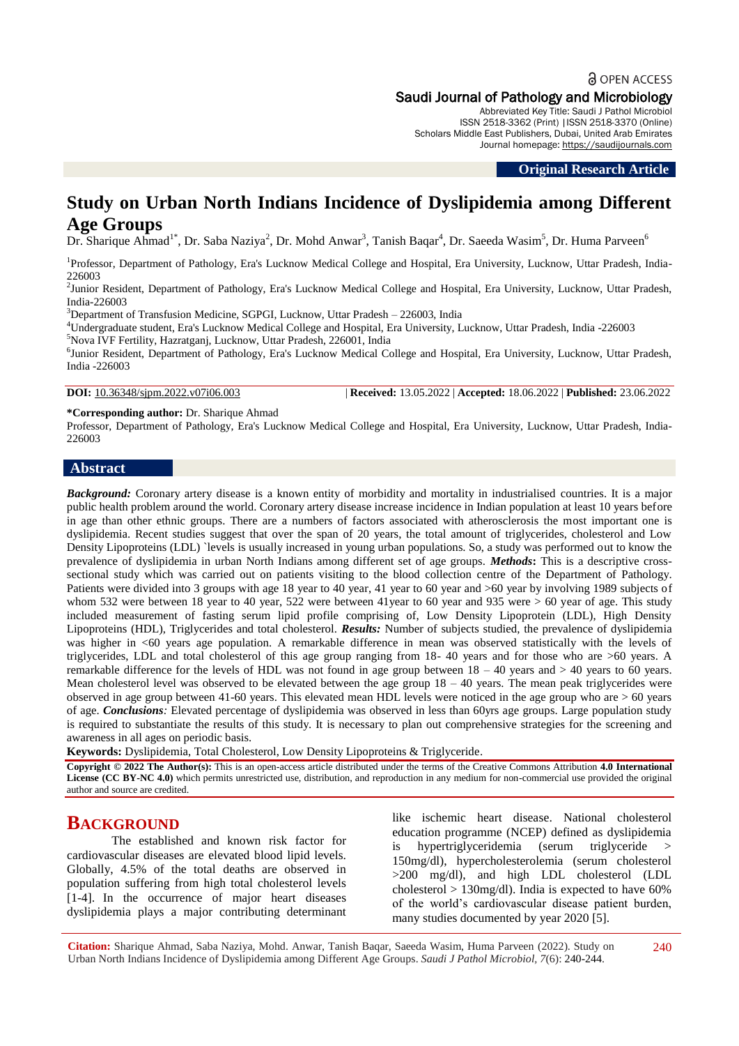Open Access

Saudi Journal of Pathology and Microbiology

Abbreviated Key Title: Saudi J Pathol Microbiol
ISSN 2518-3362 (Print) |ISSN 2518-3370 (Online)
Scholars Middle East Publishers, Dubai, United Arab Emirates
Journal homepage: https://saudijournals.com

**Original Research Article**

# Study on Urban North Indians Incidence of Dyslipidemia among Different Age Groups

Dr. Sharique Ahmad[1*], Dr. Saba Naziya[2], Dr. Mohd Anwar[3], Tanish Baqar[4], Dr. Saeeda Wasim[5], Dr. Huma Parveen[6]

[1]Professor, Department of Pathology, Era's Lucknow Medical College and Hospital, Era University, Lucknow, Uttar Pradesh, India-226003

[2]Junior Resident, Department of Pathology, Era's Lucknow Medical College and Hospital, Era University, Lucknow, Uttar Pradesh, India-226003

[3]Department of Transfusion Medicine, SGPGI, Lucknow, Uttar Pradesh – 226003, India

[4]Undergraduate student, Era's Lucknow Medical College and Hospital, Era University, Lucknow, Uttar Pradesh, India -226003

[5]Nova IVF Fertility, Hazratganj, Lucknow, Uttar Pradesh, 226001, India

[6]Junior Resident, Department of Pathology, Era's Lucknow Medical College and Hospital, Era University, Lucknow, Uttar Pradesh, India -226003

**DOI:** 10.36348/sjpm.2022.v07i06.003 | **Received:** 13.05.2022 | **Accepted:** 18.06.2022 | **Published:** 23.06.2022

**\*Corresponding author:** Dr. Sharique Ahmad
Professor, Department of Pathology, Era's Lucknow Medical College and Hospital, Era University, Lucknow, Uttar Pradesh, India-226003

## Abstract

***Background:*** Coronary artery disease is a known entity of morbidity and mortality in industrialised countries. It is a major public health problem around the world. Coronary artery disease increase incidence in Indian population at least 10 years before in age than other ethnic groups. There are a numbers of factors associated with atherosclerosis the most important one is dyslipidemia. Recent studies suggest that over the span of 20 years, the total amount of triglycerides, cholesterol and Low Density Lipoproteins (LDL) `levels is usually increased in young urban populations. So, a study was performed out to know the prevalence of dyslipidemia in urban North Indians among different set of age groups. ***Methods*:** This is a descriptive cross-sectional study which was carried out on patients visiting to the blood collection centre of the Department of Pathology. Patients were divided into 3 groups with age 18 year to 40 year, 41 year to 60 year and >60 year by involving 1989 subjects of whom 532 were between 18 year to 40 year, 522 were between 41year to 60 year and 935 were > 60 year of age. This study included measurement of fasting serum lipid profile comprising of, Low Density Lipoprotein (LDL), High Density Lipoproteins (HDL), Triglycerides and total cholesterol. ***Results:*** Number of subjects studied, the prevalence of dyslipidemia was higher in <60 years age population. A remarkable difference in mean was observed statistically with the levels of triglycerides, LDL and total cholesterol of this age group ranging from 18- 40 years and for those who are >60 years. A remarkable difference for the levels of HDL was not found in age group between 18 – 40 years and > 40 years to 60 years. Mean cholesterol level was observed to be elevated between the age group 18 – 40 years. The mean peak triglycerides were observed in age group between 41-60 years. This elevated mean HDL levels were noticed in the age group who are > 60 years of age. ***Conclusions:*** Elevated percentage of dyslipidemia was observed in less than 60yrs age groups. Large population study is required to substantiate the results of this study. It is necessary to plan out comprehensive strategies for the screening and awareness in all ages on periodic basis.

**Keywords:** Dyslipidemia, Total Cholesterol, Low Density Lipoproteins & Triglyceride.

**Copyright © 2022 The Author(s):** This is an open-access article distributed under the terms of the Creative Commons Attribution **4.0 International License (CC BY-NC 4.0)** which permits unrestricted use, distribution, and reproduction in any medium for non-commercial use provided the original author and source are credited.

## Background

The established and known risk factor for cardiovascular diseases are elevated blood lipid levels. Globally, 4.5% of the total deaths are observed in population suffering from high total cholesterol levels [1-4]. In the occurrence of major heart diseases dyslipidemia plays a major contributing determinant like ischemic heart disease. National cholesterol education programme (NCEP) defined as dyslipidemia is hypertriglyceridemia (serum triglyceride > 150mg/dl), hypercholesterolemia (serum cholesterol >200 mg/dl), and high LDL cholesterol (LDL cholesterol > 130mg/dl). India is expected to have 60% of the world's cardiovascular disease patient burden, many studies documented by year 2020 [5].

**Citation:** Sharique Ahmad, Saba Naziya, Mohd. Anwar, Tanish Baqar, Saeeda Wasim, Huma Parveen (2022). Study on Urban North Indians Incidence of Dyslipidemia among Different Age Groups. *Saudi J Pathol Microbiol, 7*(6): 240-244.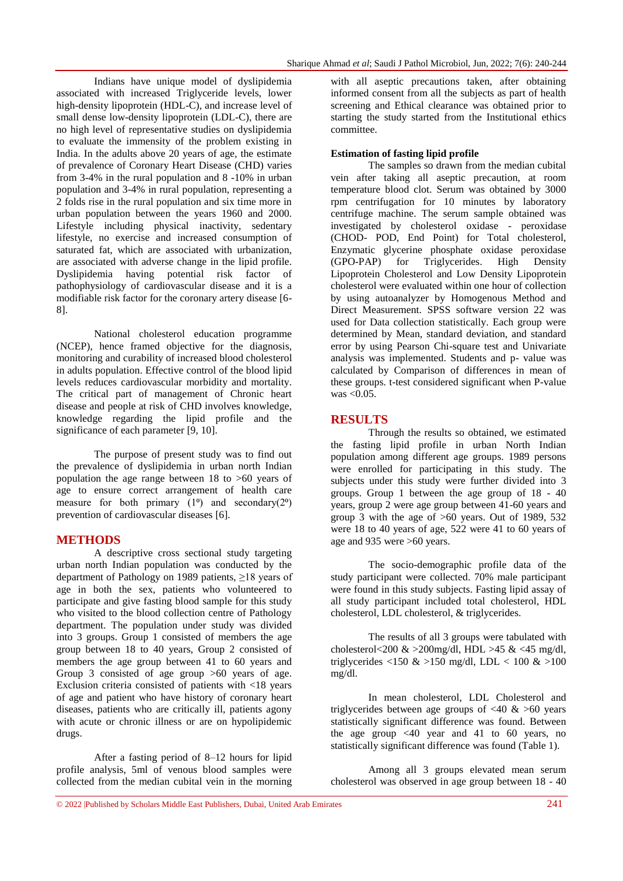Indians have unique model of dyslipidemia associated with increased Triglyceride levels, lower high-density lipoprotein (HDL-C), and increase level of small dense low-density lipoprotein (LDL-C), there are no high level of representative studies on dyslipidemia to evaluate the immensity of the problem existing in India. In the adults above 20 years of age, the estimate of prevalence of Coronary Heart Disease (CHD) varies from 3-4% in the rural population and 8 -10% in urban population and 3-4% in rural population, representing a 2 folds rise in the rural population and six time more in urban population between the years 1960 and 2000. Lifestyle including physical inactivity, sedentary lifestyle, no exercise and increased consumption of saturated fat, which are associated with urbanization, are associated with adverse change in the lipid profile. Dyslipidemia having potential risk factor of pathophysiology of cardiovascular disease and it is a modifiable risk factor for the coronary artery disease [6-8].

National cholesterol education programme (NCEP), hence framed objective for the diagnosis, monitoring and curability of increased blood cholesterol in adults population. Effective control of the blood lipid levels reduces cardiovascular morbidity and mortality. The critical part of management of Chronic heart disease and people at risk of CHD involves knowledge, knowledge regarding the lipid profile and the significance of each parameter [9, 10].

The purpose of present study was to find out the prevalence of dyslipidemia in urban north Indian population the age range between 18 to >60 years of age to ensure correct arrangement of health care measure for both primary (1º) and secondary(2º) prevention of cardiovascular diseases [6].

## METHODS

A descriptive cross sectional study targeting urban north Indian population was conducted by the department of Pathology on 1989 patients, ≥18 years of age in both the sex, patients who volunteered to participate and give fasting blood sample for this study who visited to the blood collection centre of Pathology department. The population under study was divided into 3 groups. Group 1 consisted of members the age group between 18 to 40 years, Group 2 consisted of members the age group between 41 to 60 years and Group 3 consisted of age group >60 years of age. Exclusion criteria consisted of patients with <18 years of age and patient who have history of coronary heart diseases, patients who are critically ill, patients agony with acute or chronic illness or are on hypolipidemic drugs.

After a fasting period of 8–12 hours for lipid profile analysis, 5ml of venous blood samples were collected from the median cubital vein in the morning with all aseptic precautions taken, after obtaining informed consent from all the subjects as part of health screening and Ethical clearance was obtained prior to starting the study started from the Institutional ethics committee.

**Estimation of fasting lipid profile**

The samples so drawn from the median cubital vein after taking all aseptic precaution, at room temperature blood clot. Serum was obtained by 3000 rpm centrifugation for 10 minutes by laboratory centrifuge machine. The serum sample obtained was investigated by cholesterol oxidase - peroxidase (CHOD- POD, End Point) for Total cholesterol, Enzymatic glycerine phosphate oxidase peroxidase (GPO-PAP) for Triglycerides. High Density Lipoprotein Cholesterol and Low Density Lipoprotein cholesterol were evaluated within one hour of collection by using autoanalyzer by Homogenous Method and Direct Measurement. SPSS software version 22 was used for Data collection statistically. Each group were determined by Mean, standard deviation, and standard error by using Pearson Chi-square test and Univariate analysis was implemented. Students and p- value was calculated by Comparison of differences in mean of these groups. t-test considered significant when P-value was <0.05.

## RESULTS

Through the results so obtained, we estimated the fasting lipid profile in urban North Indian population among different age groups. 1989 persons were enrolled for participating in this study. The subjects under this study were further divided into 3 groups. Group 1 between the age group of 18 - 40 years, group 2 were age group between 41-60 years and group 3 with the age of >60 years. Out of 1989, 532 were 18 to 40 years of age, 522 were 41 to 60 years of age and 935 were >60 years.

The socio-demographic profile data of the study participant were collected. 70% male participant were found in this study subjects. Fasting lipid assay of all study participant included total cholesterol, HDL cholesterol, LDL cholesterol, & triglycerides.

The results of all 3 groups were tabulated with cholesterol<200 & >200mg/dl, HDL >45 & <45 mg/dl, triglycerides <150 & >150 mg/dl, LDL < 100 & >100 mg/dl.

In mean cholesterol, LDL Cholesterol and triglycerides between age groups of <40 & >60 years statistically significant difference was found. Between the age group <40 year and 41 to 60 years, no statistically significant difference was found (Table 1).

Among all 3 groups elevated mean serum cholesterol was observed in age group between 18 - 40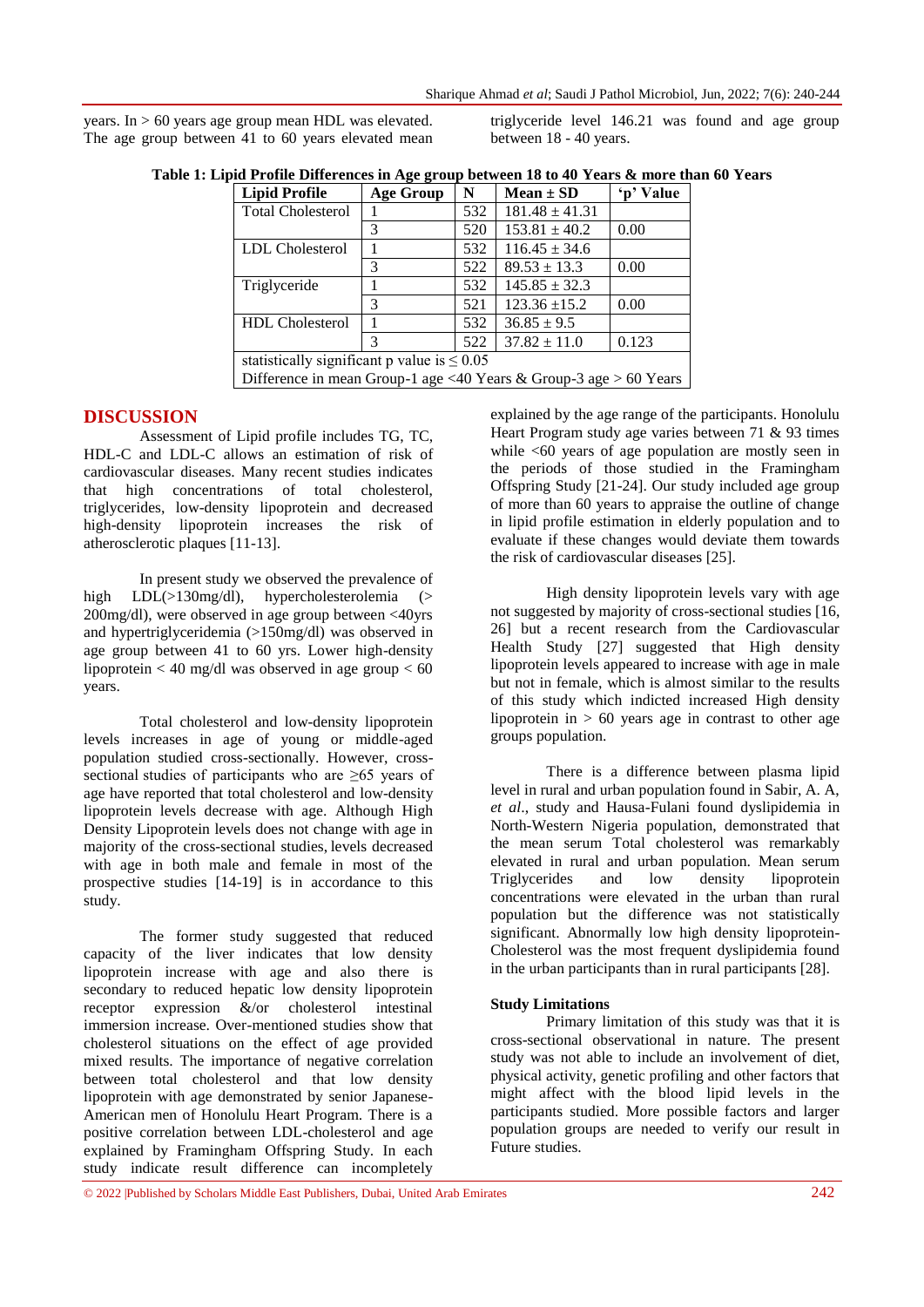years. In > 60 years age group mean HDL was elevated. The age group between 41 to 60 years elevated mean triglyceride level 146.21 was found and age group between 18 - 40 years.

**Table 1: Lipid Profile Differences in Age group between 18 to 40 Years & more than 60 Years**

| Lipid Profile | Age Group | N | Mean ± SD | 'p' Value |
|---|---|---|---|---|
| Total Cholesterol | 1 | 532 | 181.48 ± 41.31 | |
| | 3 | 520 | 153.81 ± 40.2 | 0.00 |
| LDL Cholesterol | 1 | 532 | 116.45 ± 34.6 | |
| | 3 | 522 | 89.53 ± 13.3 | 0.00 |
| Triglyceride | 1 | 532 | 145.85 ± 32.3 | |
| | 3 | 521 | 123.36 ±15.2 | 0.00 |
| HDL Cholesterol | 1 | 532 | 36.85 ± 9.5 | |
| | 3 | 522 | 37.82 ± 11.0 | 0.123 |
| statistically significant p value is ≤ 0.05 | | | | |
| Difference in mean Group-1 age <40 Years & Group-3 age > 60 Years | | | | |

## DISCUSSION

Assessment of Lipid profile includes TG, TC, HDL-C and LDL-C allows an estimation of risk of cardiovascular diseases. Many recent studies indicates that high concentrations of total cholesterol, triglycerides, low-density lipoprotein and decreased high-density lipoprotein increases the risk of atherosclerotic plaques [11-13].

In present study we observed the prevalence of high LDL(>130mg/dl), hypercholesterolemia (> 200mg/dl), were observed in age group between <40yrs and hypertriglyceridemia (>150mg/dl) was observed in age group between 41 to 60 yrs. Lower high-density lipoprotein < 40 mg/dl was observed in age group < 60 years.

Total cholesterol and low-density lipoprotein levels increases in age of young or middle-aged population studied cross-sectionally. However, cross-sectional studies of participants who are ≥65 years of age have reported that total cholesterol and low-density lipoprotein levels decrease with age. Although High Density Lipoprotein levels does not change with age in majority of the cross-sectional studies, levels decreased with age in both male and female in most of the prospective studies [14-19] is in accordance to this study.

The former study suggested that reduced capacity of the liver indicates that low density lipoprotein increase with age and also there is secondary to reduced hepatic low density lipoprotein receptor expression &/or cholesterol intestinal immersion increase. Over-mentioned studies show that cholesterol situations on the effect of age provided mixed results. The importance of negative correlation between total cholesterol and that low density lipoprotein with age demonstrated by senior Japanese-American men of Honolulu Heart Program. There is a positive correlation between LDL-cholesterol and age explained by Framingham Offspring Study. In each study indicate result difference can incompletely explained by the age range of the participants. Honolulu Heart Program study age varies between 71 & 93 times while <60 years of age population are mostly seen in the periods of those studied in the Framingham Offspring Study [21-24]. Our study included age group of more than 60 years to appraise the outline of change in lipid profile estimation in elderly population and to evaluate if these changes would deviate them towards the risk of cardiovascular diseases [25].

High density lipoprotein levels vary with age not suggested by majority of cross-sectional studies [16, 26] but a recent research from the Cardiovascular Health Study [27] suggested that High density lipoprotein levels appeared to increase with age in male but not in female, which is almost similar to the results of this study which indicted increased High density lipoprotein in > 60 years age in contrast to other age groups population.

There is a difference between plasma lipid level in rural and urban population found in Sabir, A. A, *et al*., study and Hausa-Fulani found dyslipidemia in North-Western Nigeria population, demonstrated that the mean serum Total cholesterol was remarkably elevated in rural and urban population. Mean serum Triglycerides and low density lipoprotein concentrations were elevated in the urban than rural population but the difference was not statistically significant. Abnormally low high density lipoprotein-Cholesterol was the most frequent dyslipidemia found in the urban participants than in rural participants [28].

### Study Limitations

Primary limitation of this study was that it is cross-sectional observational in nature. The present study was not able to include an involvement of diet, physical activity, genetic profiling and other factors that might affect with the blood lipid levels in the participants studied. More possible factors and larger population groups are needed to verify our result in Future studies.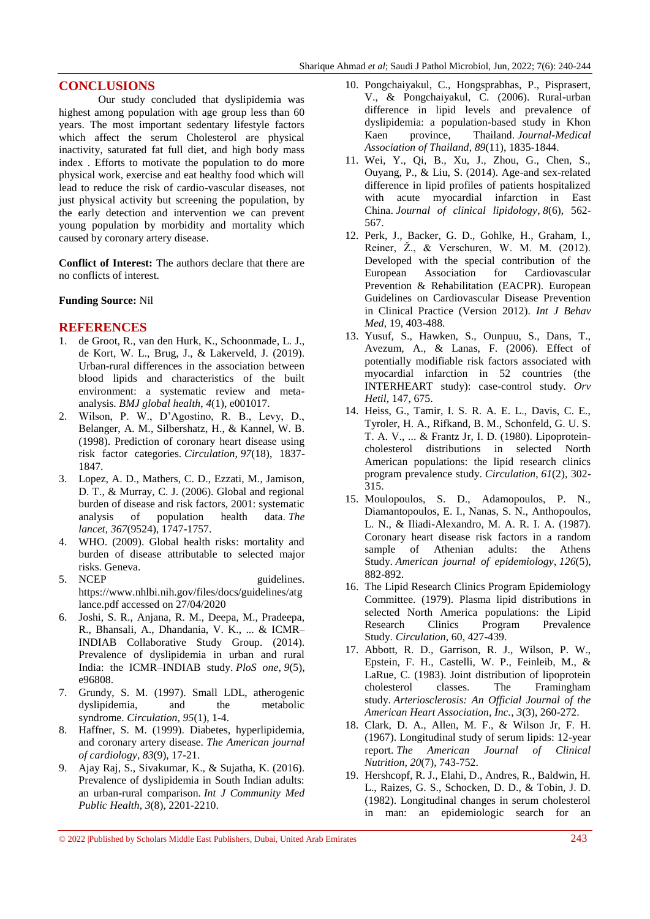## CONCLUSIONS

Our study concluded that dyslipidemia was highest among population with age group less than 60 years. The most important sedentary lifestyle factors which affect the serum Cholesterol are physical inactivity, saturated fat full diet, and high body mass index . Efforts to motivate the population to do more physical work, exercise and eat healthy food which will lead to reduce the risk of cardio-vascular diseases, not just physical activity but screening the population, by the early detection and intervention we can prevent young population by morbidity and mortality which caused by coronary artery disease.

**Conflict of Interest:** The authors declare that there are no conflicts of interest.

**Funding Source:** Nil

## REFERENCES

1. de Groot, R., van den Hurk, K., Schoonmade, L. J., de Kort, W. L., Brug, J., & Lakerveld, J. (2019). Urban-rural differences in the association between blood lipids and characteristics of the built environment: a systematic review and meta-analysis. *BMJ global health*, *4*(1), e001017.
2. Wilson, P. W., D'Agostino, R. B., Levy, D., Belanger, A. M., Silbershatz, H., & Kannel, W. B. (1998). Prediction of coronary heart disease using risk factor categories. *Circulation*, *97*(18), 1837-1847.
3. Lopez, A. D., Mathers, C. D., Ezzati, M., Jamison, D. T., & Murray, C. J. (2006). Global and regional burden of disease and risk factors, 2001: systematic analysis of population health data. *The lancet*, *367*(9524), 1747-1757.
4. WHO. (2009). Global health risks: mortality and burden of disease attributable to selected major risks. Geneva.
5. NCEP guidelines. https://www.nhlbi.nih.gov/files/docs/guidelines/atglance.pdf accessed on 27/04/2020
6. Joshi, S. R., Anjana, R. M., Deepa, M., Pradeepa, R., Bhansali, A., Dhandania, V. K., ... & ICMR–INDIAB Collaborative Study Group. (2014). Prevalence of dyslipidemia in urban and rural India: the ICMR–INDIAB study. *PloS one*, *9*(5), e96808.
7. Grundy, S. M. (1997). Small LDL, atherogenic dyslipidemia, and the metabolic syndrome. *Circulation*, *95*(1), 1-4.
8. Haffner, S. M. (1999). Diabetes, hyperlipidemia, and coronary artery disease. *The American journal of cardiology*, *83*(9), 17-21.
9. Ajay Raj, S., Sivakumar, K., & Sujatha, K. (2016). Prevalence of dyslipidemia in South Indian adults: an urban-rural comparison. *Int J Community Med Public Health*, *3*(8), 2201-2210.
10. Pongchaiyakul, C., Hongsprabhas, P., Pisprasert, V., & Pongchaiyakul, C. (2006). Rural-urban difference in lipid levels and prevalence of dyslipidemia: a population-based study in Khon Kaen province, Thailand. *Journal-Medical Association of Thailand*, *89*(11), 1835-1844.
11. Wei, Y., Qi, B., Xu, J., Zhou, G., Chen, S., Ouyang, P., & Liu, S. (2014). Age-and sex-related difference in lipid profiles of patients hospitalized with acute myocardial infarction in East China. *Journal of clinical lipidology*, *8*(6), 562-567.
12. Perk, J., Backer, G. D., Gohlke, H., Graham, I., Reiner, Ž., & Verschuren, W. M. M. (2012). Developed with the special contribution of the European Association for Cardiovascular Prevention & Rehabilitation (EACPR). European Guidelines on Cardiovascular Disease Prevention in Clinical Practice (Version 2012). *Int J Behav Med*, 19, 403-488.
13. Yusuf, S., Hawken, S., Ounpuu, S., Dans, T., Avezum, A., & Lanas, F. (2006). Effect of potentially modifiable risk factors associated with myocardial infarction in 52 countries (the INTERHEART study): case-control study. *Orv Hetil*, 147, 675.
14. Heiss, G., Tamir, I. S. R. A. E. L., Davis, C. E., Tyroler, H. A., Rifkand, B. M., Schonfeld, G. U. S. T. A. V., ... & Frantz Jr, I. D. (1980). Lipoprotein-cholesterol distributions in selected North American populations: the lipid research clinics program prevalence study. *Circulation*, *61*(2), 302-315.
15. Moulopoulos, S. D., Adamopoulos, P. N., Diamantopoulos, E. I., Nanas, S. N., Anthopoulos, L. N., & Iliadi-Alexandro, M. A. R. I. A. (1987). Coronary heart disease risk factors in a random sample of Athenian adults: the Athens Study. *American journal of epidemiology*, *126*(5), 882-892.
16. The Lipid Research Clinics Program Epidemiology Committee. (1979). Plasma lipid distributions in selected North America populations: the Lipid Research Clinics Program Prevalence Study. *Circulation*, 60, 427-439.
17. Abbott, R. D., Garrison, R. J., Wilson, P. W., Epstein, F. H., Castelli, W. P., Feinleib, M., & LaRue, C. (1983). Joint distribution of lipoprotein cholesterol classes. The Framingham study. *Arteriosclerosis: An Official Journal of the American Heart Association, Inc.*, *3*(3), 260-272.
18. Clark, D. A., Allen, M. F., & Wilson Jr, F. H. (1967). Longitudinal study of serum lipids: 12-year report. *The American Journal of Clinical Nutrition*, *20*(7), 743-752.
19. Hershcopf, R. J., Elahi, D., Andres, R., Baldwin, H. L., Raizes, G. S., Schocken, D. D., & Tobin, J. D. (1982). Longitudinal changes in serum cholesterol in man: an epidemiologic search for an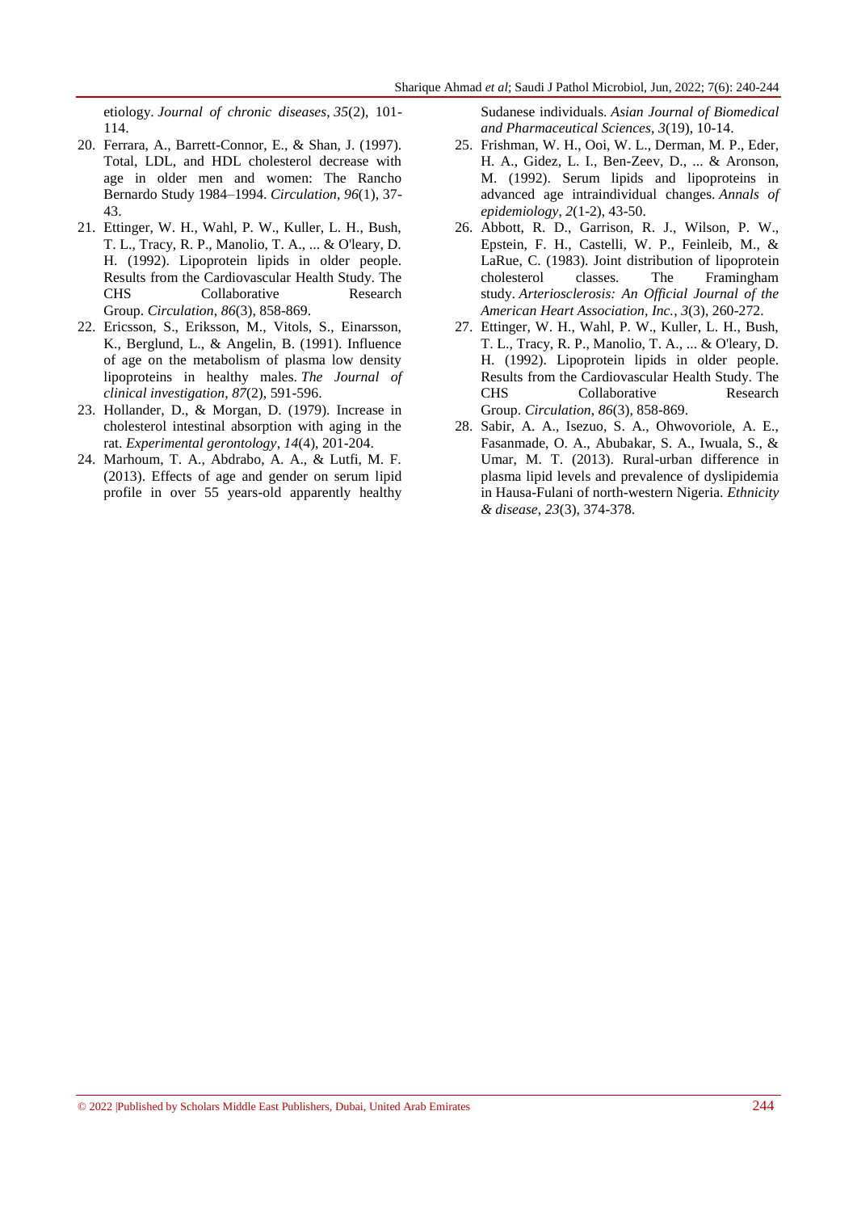etiology. *Journal of chronic diseases*, *35*(2), 101-114.

20. Ferrara, A., Barrett-Connor, E., & Shan, J. (1997). Total, LDL, and HDL cholesterol decrease with age in older men and women: The Rancho Bernardo Study 1984–1994. *Circulation*, *96*(1), 37-43.
21. Ettinger, W. H., Wahl, P. W., Kuller, L. H., Bush, T. L., Tracy, R. P., Manolio, T. A., ... & O'leary, D. H. (1992). Lipoprotein lipids in older people. Results from the Cardiovascular Health Study. The CHS Collaborative Research Group. *Circulation*, *86*(3), 858-869.
22. Ericsson, S., Eriksson, M., Vitols, S., Einarsson, K., Berglund, L., & Angelin, B. (1991). Influence of age on the metabolism of plasma low density lipoproteins in healthy males. *The Journal of clinical investigation*, *87*(2), 591-596.
23. Hollander, D., & Morgan, D. (1979). Increase in cholesterol intestinal absorption with aging in the rat. *Experimental gerontology*, *14*(4), 201-204.
24. Marhoum, T. A., Abdrabo, A. A., & Lutfi, M. F. (2013). Effects of age and gender on serum lipid profile in over 55 years-old apparently healthy Sudanese individuals. *Asian Journal of Biomedical and Pharmaceutical Sciences*, *3*(19), 10-14.
25. Frishman, W. H., Ooi, W. L., Derman, M. P., Eder, H. A., Gidez, L. I., Ben-Zeev, D., ... & Aronson, M. (1992). Serum lipids and lipoproteins in advanced age intraindividual changes. *Annals of epidemiology*, *2*(1-2), 43-50.
26. Abbott, R. D., Garrison, R. J., Wilson, P. W., Epstein, F. H., Castelli, W. P., Feinleib, M., & LaRue, C. (1983). Joint distribution of lipoprotein cholesterol classes. The Framingham study. *Arteriosclerosis: An Official Journal of the American Heart Association, Inc.*, *3*(3), 260-272.
27. Ettinger, W. H., Wahl, P. W., Kuller, L. H., Bush, T. L., Tracy, R. P., Manolio, T. A., ... & O'leary, D. H. (1992). Lipoprotein lipids in older people. Results from the Cardiovascular Health Study. The CHS Collaborative Research Group. *Circulation*, *86*(3), 858-869.
28. Sabir, A. A., Isezuo, S. A., Ohwovoriole, A. E., Fasanmade, O. A., Abubakar, S. A., Iwuala, S., & Umar, M. T. (2013). Rural-urban difference in plasma lipid levels and prevalence of dyslipidemia in Hausa-Fulani of north-western Nigeria. *Ethnicity & disease*, *23*(3), 374-378.